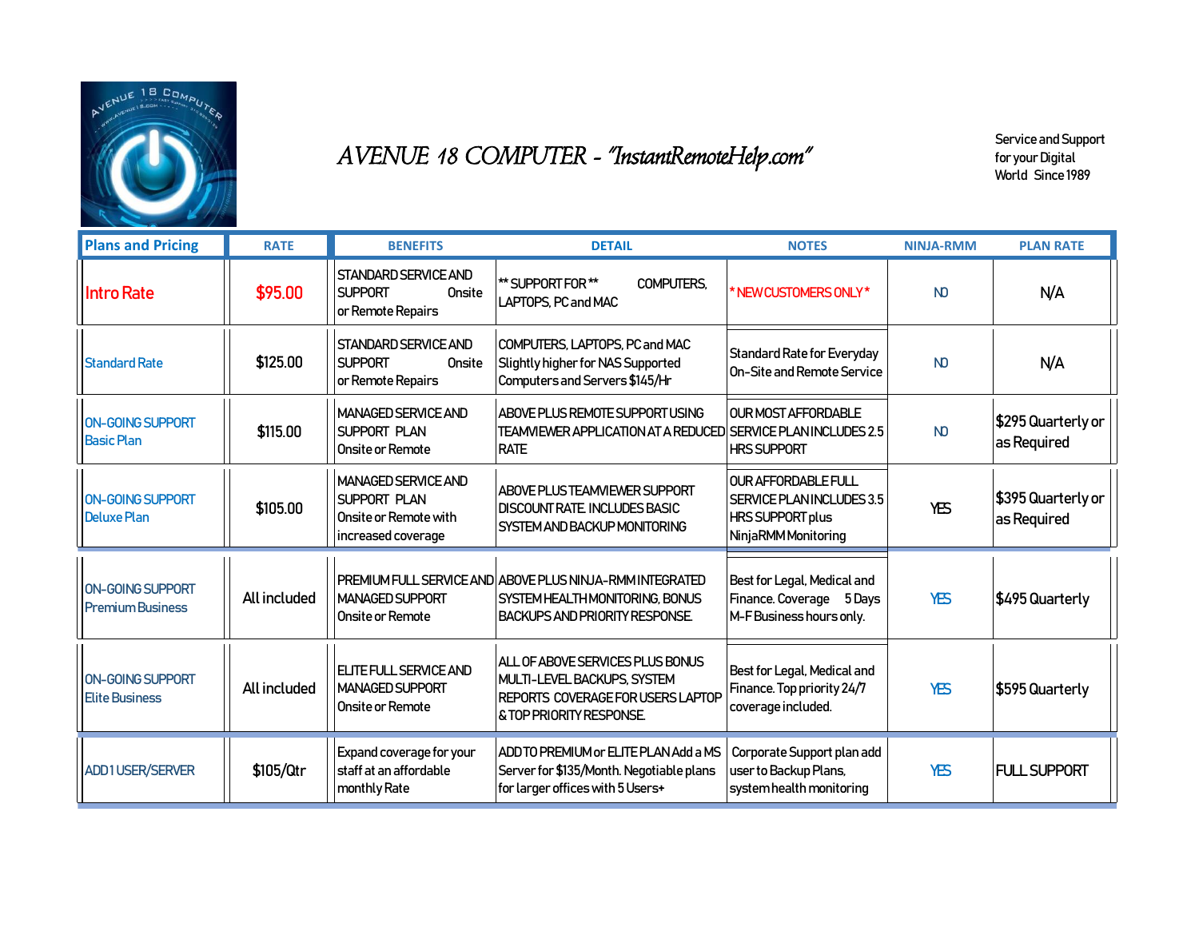# AVENUE 18 COMPUTER - "InstantRemoteHelp.com"

Service and Support for your Digital World Since 1989

| Plans and Pricing | RATE | BENEFITS | DETAIL | NOTES | NINJA-RMM | PLAN RATE |
|---|---|---|---|---|---|---|
| Intro Rate | $95.00 | STANDARD SERVICE AND SUPPORT Onsite or Remote Repairs | ** SUPPORT FOR ** COMPUTERS, LAPTOPS, PC and MAC | * NEW CUSTOMERS ONLY * | NO | N/A |
| Standard Rate | $125.00 | STANDARD SERVICE AND SUPPORT Onsite or Remote Repairs | COMPUTERS, LAPTOPS, PC and MAC Slightly higher for NAS Supported Computers and Servers $145/Hr | Standard Rate for Everyday On-Site and Remote Service | NO | N/A |
| ON-GOING SUPPORT Basic Plan | $115.00 | MANAGED SERVICE AND SUPPORT PLAN Onsite or Remote | ABOVE PLUS REMOTE SUPPORT USING TEAMVIEWER APPLICATION AT A REDUCED RATE | OUR MOST AFFORDABLE SERVICE PLAN INCLUDES 2.5 HRS SUPPORT | NO | $295 Quarterly or as Required |
| ON-GOING SUPPORT Deluxe Plan | $105.00 | MANAGED SERVICE AND SUPPORT PLAN Onsite or Remote with increased coverage | ABOVE PLUS TEAMVIEWER SUPPORT DISCOUNT RATE. INCLUDES BASIC SYSTEM AND BACKUP MONITORING | OUR AFFORDABLE FULL SERVICE PLAN INCLUDES 3.5 HRS SUPPORT plus NinjaRMM Monitoring | YES | $395 Quarterly or as Required |
| ON-GOING SUPPORT Premium Business | All included | PREMIUM FULL SERVICE AND MANAGED SUPPORT Onsite or Remote | ABOVE PLUS NINJA-RMM INTEGRATED SYSTEM HEALTH MONITORING, BONUS BACKUPS AND PRIORITY RESPONSE. | Best for Legal, Medical and Finance. Coverage 5 Days M-F Business hours only. | YES | $495 Quarterly |
| ON-GOING SUPPORT Elite Business | All included | ELITE FULL SERVICE AND MANAGED SUPPORT Onsite or Remote | ALL OF ABOVE SERVICES PLUS BONUS MULTI-LEVEL BACKUPS, SYSTEM REPORTS COVERAGE FOR USERS LAPTOP & TOP PRIORITY RESPONSE. | Best for Legal, Medical and Finance. Top priority 24/7 coverage included. | YES | $595 Quarterly |
| ADD 1 USER/SERVER | $105/Qtr | Expand coverage for your staff at an affordable monthly Rate | ADD TO PREMIUM or ELITE PLAN Add a MS Server for $135/Month. Negotiable plans for larger offices with 5 Users+ | Corporate Support plan add user to Backup Plans, system health monitoring | YES | FULL SUPPORT |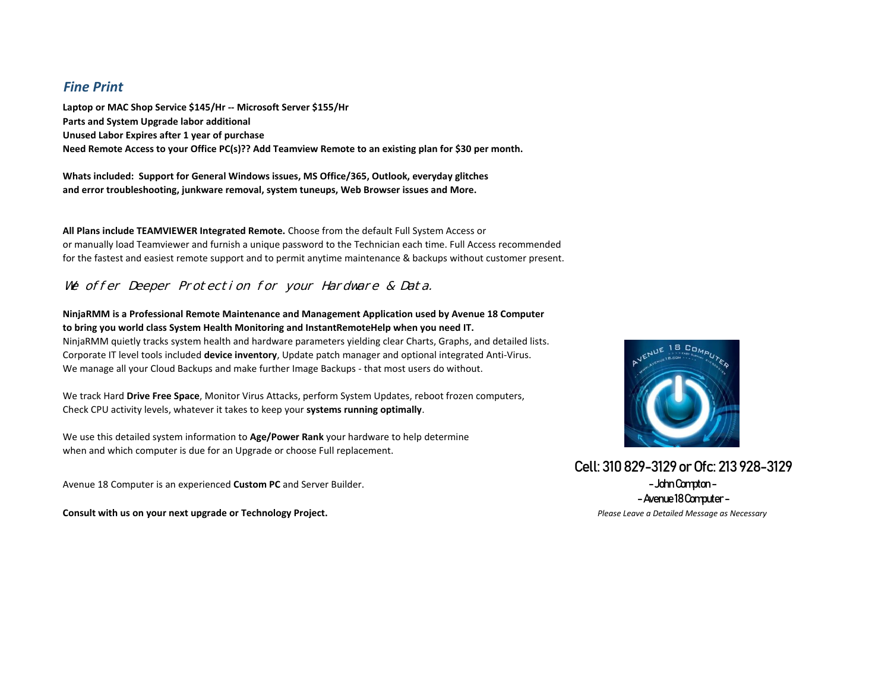## *Fine Print*

**Laptop or MAC Shop Service $145/Hr -- Microsoft Server $155/Hr**
**Parts and System Upgrade labor additional**
**Unused Labor Expires after 1 year of purchase**
**Need Remote Access to your Office PC(s)?? Add Teamview Remote to an existing plan for $30 per month.**

**Whats included: Support for General Windows issues, MS Office/365, Outlook, everyday glitches and error troubleshooting, junkware removal, system tuneups, Web Browser issues and More.**

**All Plans include TEAMVIEWER Integrated Remote.** Choose from the default Full System Access or or manually load Teamviewer and furnish a unique password to the Technician each time. Full Access recommended for the fastest and easiest remote support and to permit anytime maintenance & backups without customer present.

*We offer Deeper Protection for your Hardware & Data.*

**NinjaRMM is a Professional Remote Maintenance and Management Application used by Avenue 18 Computer to bring you world class System Health Monitoring and InstantRemoteHelp when you need IT.**
NinjaRMM quietly tracks system health and hardware parameters yielding clear Charts, Graphs, and detailed lists. Corporate IT level tools included **device inventory**, Update patch manager and optional integrated Anti-Virus. We manage all your Cloud Backups and make further Image Backups - that most users do without.

We track Hard **Drive Free Space**, Monitor Virus Attacks, perform System Updates, reboot frozen computers, Check CPU activity levels, whatever it takes to keep your **systems running optimally**.

We use this detailed system information to **Age/Power Rank** your hardware to help determine when and which computer is due for an Upgrade or choose Full replacement.

Avenue 18 Computer is an experienced **Custom PC** and Server Builder.

**Consult with us on your next upgrade or Technology Project.**

**Cell: 310 829-3129 or Ofc: 213 928-3129**
**- John Compton -**
**- Avenue 18 Computer -**
*Please Leave a Detailed Message as Necessary*